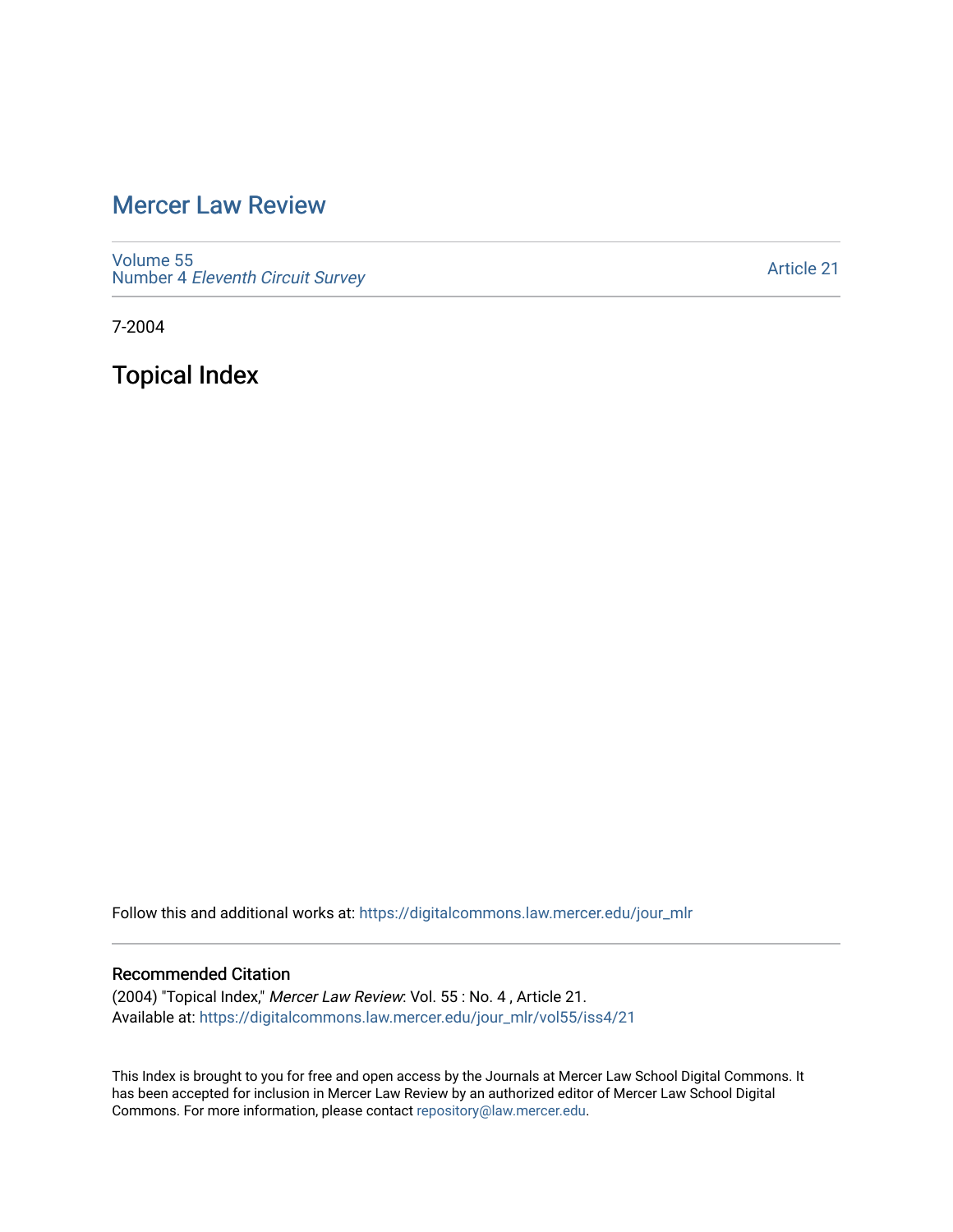# Mercer Law Review

Volume 55
Number 4 *Eleventh Circuit Survey*

Article 21

7-2004

## Topical Index

Follow this and additional works at: https://digitalcommons.law.mercer.edu/jour_mlr

### Recommended Citation

(2004) "Topical Index," *Mercer Law Review*: Vol. 55 : No. 4 , Article 21.
Available at: https://digitalcommons.law.mercer.edu/jour_mlr/vol55/iss4/21

This Index is brought to you for free and open access by the Journals at Mercer Law School Digital Commons. It has been accepted for inclusion in Mercer Law Review by an authorized editor of Mercer Law School Digital Commons. For more information, please contact repository@law.mercer.edu.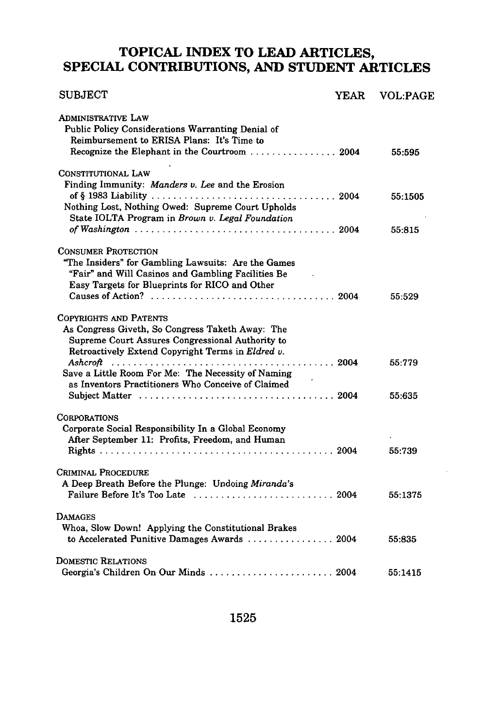## TOPICAL INDEX TO LEAD ARTICLES, SPECIAL CONTRIBUTIONS, AND STUDENT ARTICLES

| SUBJECT | YEAR | VOL:PAGE |
|---|---|---|
| **ADMINISTRATIVE LAW** | | |
| Public Policy Considerations Warranting Denial of Reimbursement to ERISA Plans: It's Time to Recognize the Elephant in the Courtroom | 2004 | 55:595 |
| **CONSTITUTIONAL LAW** | | |
| Finding Immunity: *Manders v. Lee* and the Erosion of § 1983 Liability | 2004 | 55:1505 |
| Nothing Lost, Nothing Owed: Supreme Court Upholds State IOLTA Program in *Brown v. Legal Foundation of Washington* | 2004 | 55:815 |
| **CONSUMER PROTECTION** | | |
| "The Insiders" for Gambling Lawsuits: Are the Games "Fair" and Will Casinos and Gambling Facilities Be Easy Targets for Blueprints for RICO and Other Causes of Action? | 2004 | 55:529 |
| **COPYRIGHTS AND PATENTS** | | |
| As Congress Giveth, So Congress Taketh Away: The Supreme Court Assures Congressional Authority to Retroactively Extend Copyright Terms in *Eldred v. Ashcroft* | 2004 | 55:779 |
| Save a Little Room For Me: The Necessity of Naming as Inventors Practitioners Who Conceive of Claimed Subject Matter | 2004 | 55:635 |
| **CORPORATIONS** | | |
| Corporate Social Responsibility In a Global Economy After September 11: Profits, Freedom, and Human Rights | 2004 | 55:739 |
| **CRIMINAL PROCEDURE** | | |
| A Deep Breath Before the Plunge: Undoing *Miranda*'s Failure Before It's Too Late | 2004 | 55:1375 |
| **DAMAGES** | | |
| Whoa, Slow Down! Applying the Constitutional Brakes to Accelerated Punitive Damages Awards | 2004 | 55:835 |
| **DOMESTIC RELATIONS** | | |
| Georgia's Children On Our Minds | 2004 | 55:1415 |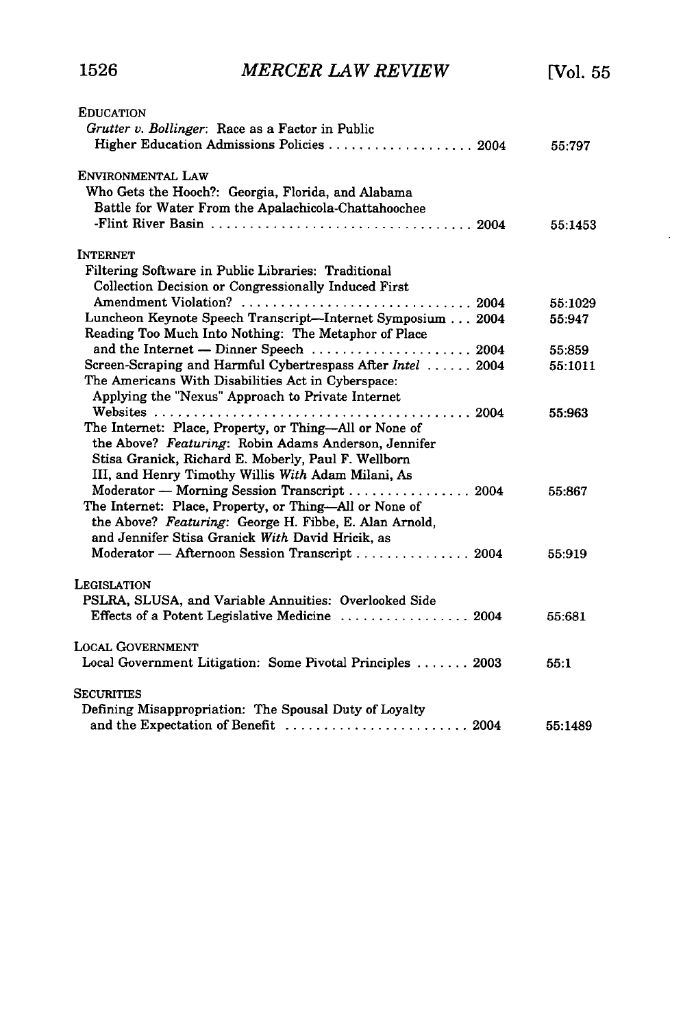EDUCATION

*Grutter v. Bollinger*: Race as a Factor in Public Higher Education Admissions Policies . . . . . . . . . . . . . . . . . . . 2004 55:797

ENVIRONMENTAL LAW

Who Gets the Hooch?: Georgia, Florida, and Alabama Battle for Water From the Apalachicola-Chattahoochee -Flint River Basin . . . . . . . . . . . . . . . . . . . . . . . . . . . . . . . . . . 2004 55:1453

INTERNET

Filtering Software in Public Libraries: Traditional Collection Decision or Congressionally Induced First Amendment Violation? . . . . . . . . . . . . . . . . . . . . . . . . . . . . . . 2004 55:1029

Luncheon Keynote Speech Transcript—Internet Symposium . . . 2004 55:947

Reading Too Much Into Nothing: The Metaphor of Place and the Internet — Dinner Speech . . . . . . . . . . . . . . . . . . . . . 2004 55:859

Screen-Scraping and Harmful Cybertrespass After *Intel* . . . . . . 2004 55:1011

The Americans With Disabilities Act in Cyberspace: Applying the "Nexus" Approach to Private Internet Websites . . . . . . . . . . . . . . . . . . . . . . . . . . . . . . . . . . . . . . . . . 2004 55:963

The Internet: Place, Property, or Thing—All or None of the Above? *Featuring*: Robin Adams Anderson, Jennifer Stisa Granick, Richard E. Moberly, Paul F. Wellborn III, and Henry Timothy Willis *With* Adam Milani, As Moderator — Morning Session Transcript . . . . . . . . . . . . . . . . 2004 55:867

The Internet: Place, Property, or Thing—All or None of the Above? *Featuring*: George H. Fibbe, E. Alan Arnold, and Jennifer Stisa Granick *With* David Hricik, as Moderator — Afternoon Session Transcript . . . . . . . . . . . . . . . 2004 55:919

LEGISLATION

PSLRA, SLUSA, and Variable Annuities: Overlooked Side Effects of a Potent Legislative Medicine . . . . . . . . . . . . . . . . . 2004 55:681

LOCAL GOVERNMENT

Local Government Litigation: Some Pivotal Principles . . . . . . . 2003 55:1

SECURITIES

Defining Misappropriation: The Spousal Duty of Loyalty and the Expectation of Benefit . . . . . . . . . . . . . . . . . . . . . . . . 2004 55:1489